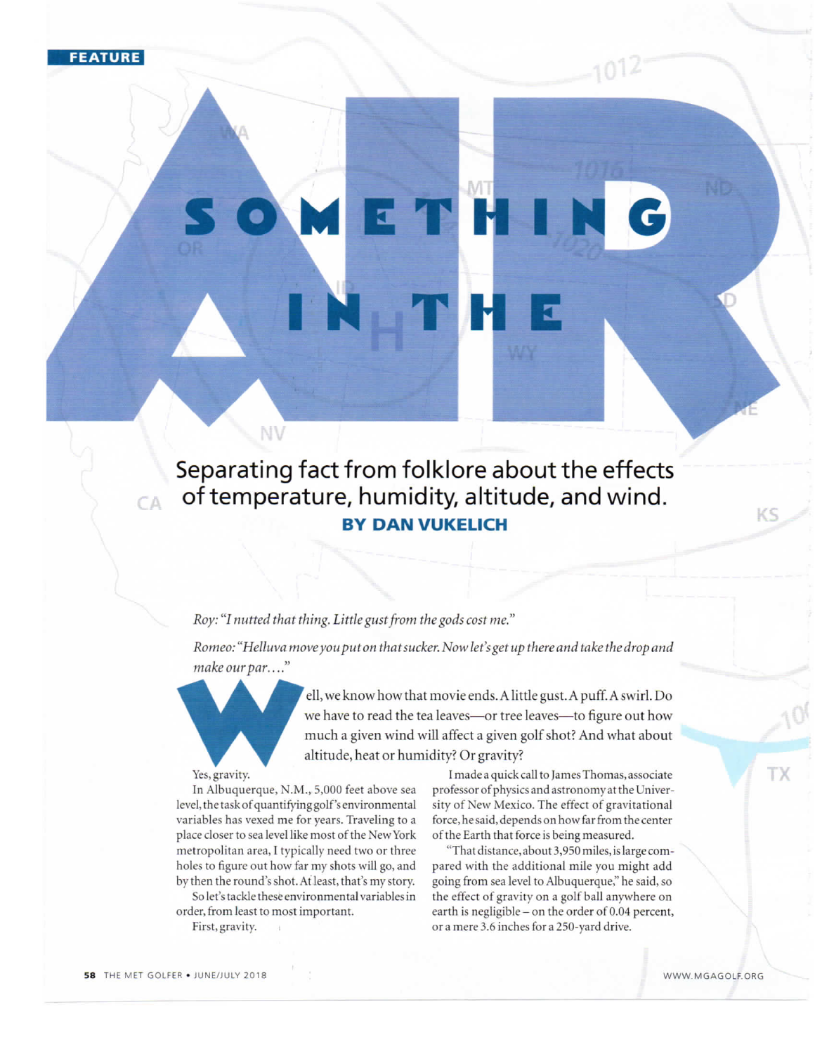FEATURE

# SOMETHING IN THE AIR

## Separating fact from folklore about the effects of temperature, humidity, altitude, and wind.

**BY DAN VUKELICH**

*Roy: "I nutted that thing. Little gust from the gods cost me."*

*Romeo: "Helluva move you put on that sucker. Now let's get up there and take the drop and make our par…."*

Well, we know how that movie ends. A little gust. A puff. A swirl. Do we have to read the tea leaves—or tree leaves—to figure out how much a given wind will affect a given golf shot? And what about altitude, heat or humidity? Or gravity?

Yes, gravity.

In Albuquerque, N.M., 5,000 feet above sea level, the task of quantifying golf's environmental variables has vexed me for years. Traveling to a place closer to sea level like most of the New York metropolitan area, I typically need two or three holes to figure out how far my shots will go, and by then the round's shot. At least, that's my story.

So let's tackle these environmental variables in order, from least to most important.

First, gravity.

I made a quick call to James Thomas, associate professor of physics and astronomy at the University of New Mexico. The effect of gravitational force, he said, depends on how far from the center of the Earth that force is being measured.

"That distance, about 3,950 miles, is large compared with the additional mile you might add going from sea level to Albuquerque," he said, so the effect of gravity on a golf ball anywhere on earth is negligible – on the order of 0.04 percent, or a mere 3.6 inches for a 250-yard drive.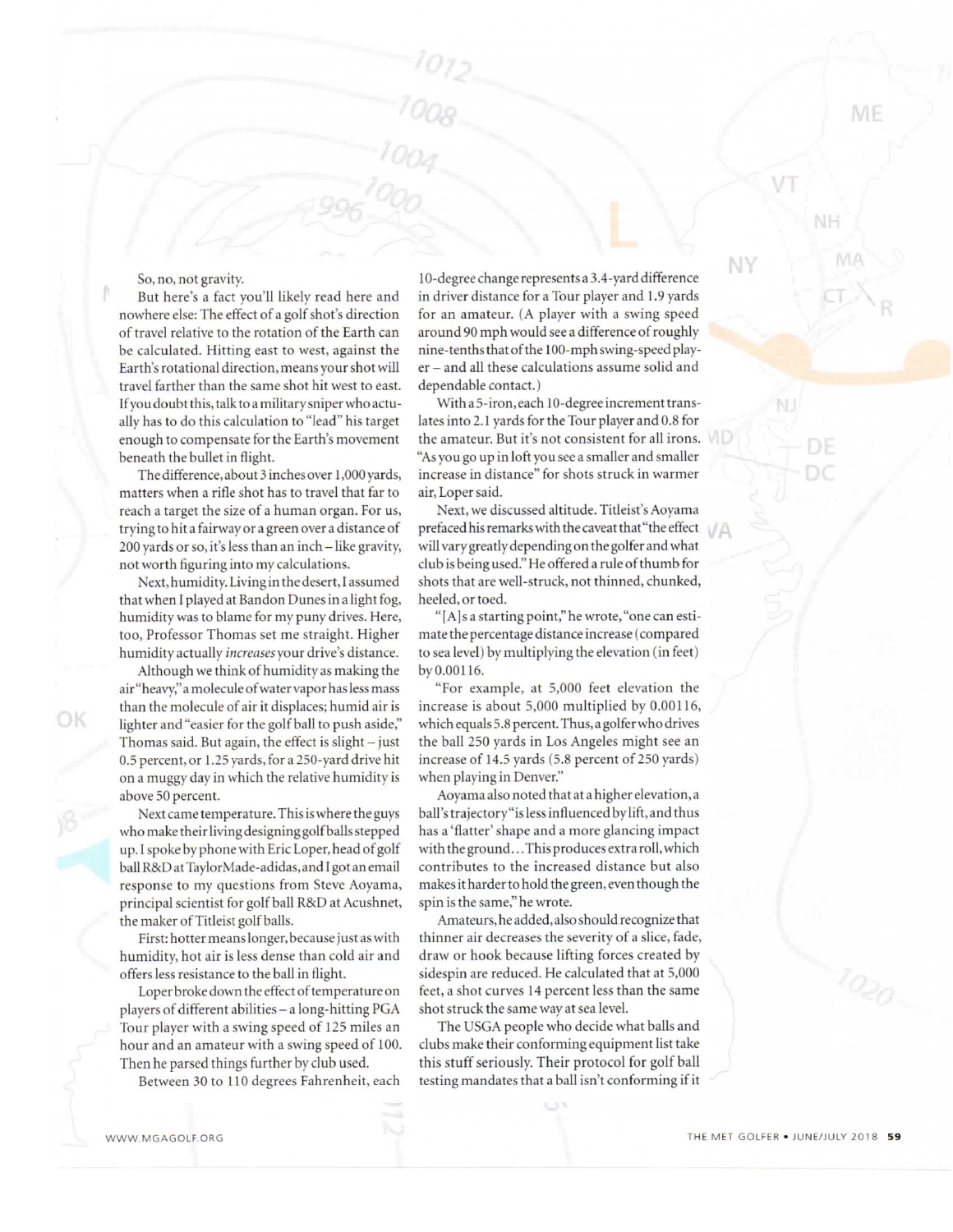So, no, not gravity.

But here's a fact you'll likely read here and nowhere else: The effect of a golf shot's direction of travel relative to the rotation of the Earth can be calculated. Hitting east to west, against the Earth's rotational direction, means your shot will travel farther than the same shot hit west to east. If you doubt this, talk to a military sniper who actually has to do this calculation to "lead" his target enough to compensate for the Earth's movement beneath the bullet in flight.

The difference, about 3 inches over 1,000 yards, matters when a rifle shot has to travel that far to reach a target the size of a human organ. For us, trying to hit a fairway or a green over a distance of 200 yards or so, it's less than an inch – like gravity, not worth figuring into my calculations.

Next, humidity. Living in the desert, I assumed that when I played at Bandon Dunes in a light fog, humidity was to blame for my puny drives. Here, too, Professor Thomas set me straight. Higher humidity actually *increases* your drive's distance.

Although we think of humidity as making the air "heavy," a molecule of water vapor has less mass than the molecule of air it displaces; humid air is lighter and "easier for the golf ball to push aside," Thomas said. But again, the effect is slight – just 0.5 percent, or 1.25 yards, for a 250-yard drive hit on a muggy day in which the relative humidity is above 50 percent.

Next came temperature. This is where the guys who make their living designing golf balls stepped up. I spoke by phone with Eric Loper, head of golf ball R&D at TaylorMade-adidas, and I got an email response to my questions from Steve Aoyama, principal scientist for golf ball R&D at Acushnet, the maker of Titleist golf balls.

First: hotter means longer, because just as with humidity, hot air is less dense than cold air and offers less resistance to the ball in flight.

Loper broke down the effect of temperature on players of different abilities – a long-hitting PGA Tour player with a swing speed of 125 miles an hour and an amateur with a swing speed of 100. Then he parsed things further by club used.

Between 30 to 110 degrees Fahrenheit, each 10-degree change represents a 3.4-yard difference in driver distance for a Tour player and 1.9 yards for an amateur. (A player with a swing speed around 90 mph would see a difference of roughly nine-tenths that of the 100-mph swing-speed player – and all these calculations assume solid and dependable contact.)

With a 5-iron, each 10-degree increment translates into 2.1 yards for the Tour player and 0.8 for the amateur. But it's not consistent for all irons. "As you go up in loft you see a smaller and smaller increase in distance" for shots struck in warmer air, Loper said.

Next, we discussed altitude. Titleist's Aoyama prefaced his remarks with the caveat that "the effect will vary greatly depending on the golfer and what club is being used." He offered a rule of thumb for shots that are well-struck, not thinned, chunked, heeled, or toed.

"[A]s a starting point," he wrote, "one can estimate the percentage distance increase (compared to sea level) by multiplying the elevation (in feet) by 0.00116.

"For example, at 5,000 feet elevation the increase is about 5,000 multiplied by 0.00116, which equals 5.8 percent. Thus, a golfer who drives the ball 250 yards in Los Angeles might see an increase of 14.5 yards (5.8 percent of 250 yards) when playing in Denver."

Aoyama also noted that at a higher elevation, a ball's trajectory "is less influenced by lift, and thus has a 'flatter' shape and a more glancing impact with the ground... This produces extra roll, which contributes to the increased distance but also makes it harder to hold the green, even though the spin is the same," he wrote.

Amateurs, he added, also should recognize that thinner air decreases the severity of a slice, fade, draw or hook because lifting forces created by sidespin are reduced. He calculated that at 5,000 feet, a shot curves 14 percent less than the same shot struck the same way at sea level.

The USGA people who decide what balls and clubs make their conforming equipment list take this stuff seriously. Their protocol for golf ball testing mandates that a ball isn't conforming if it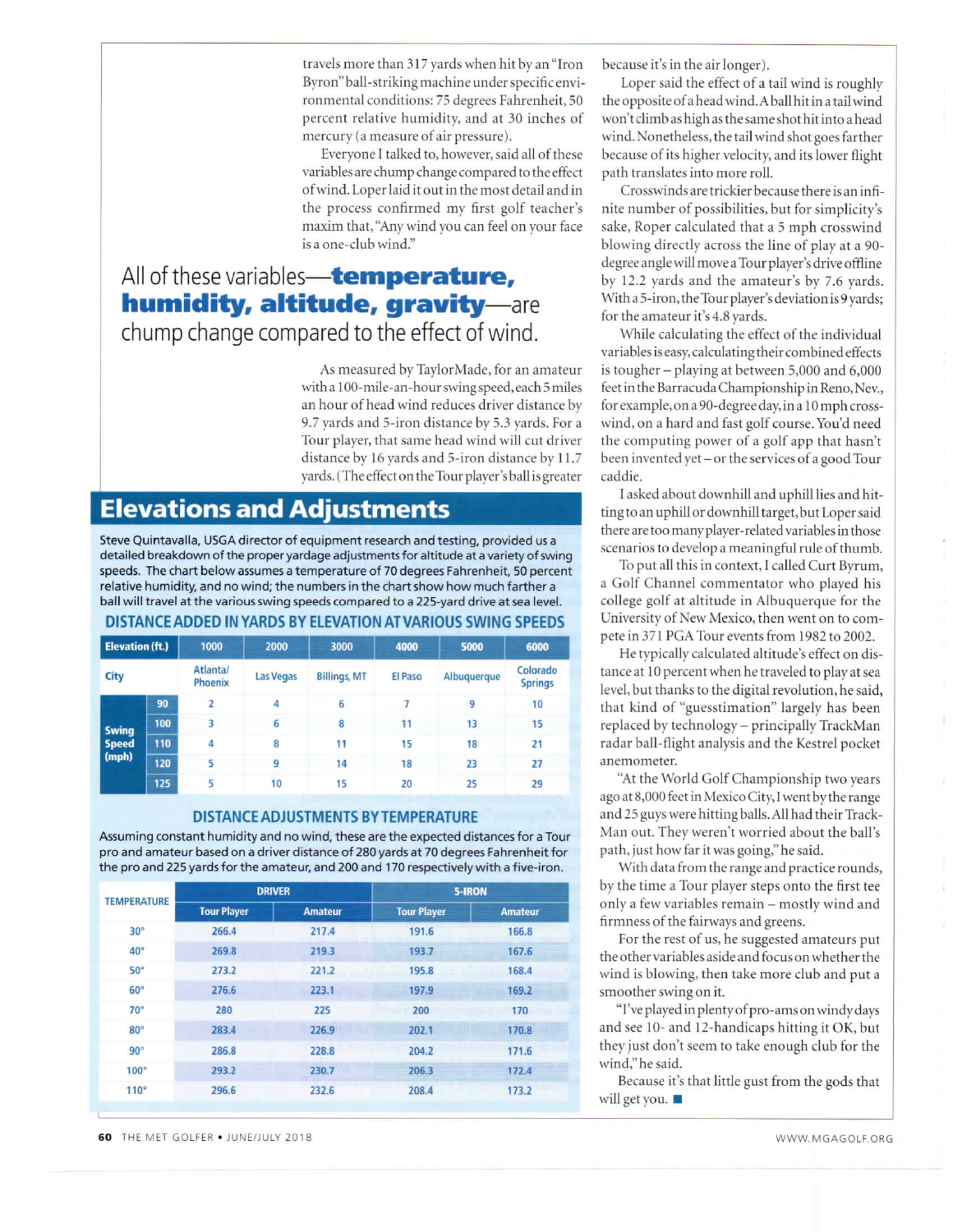travels more than 317 yards when hit by an "Iron Byron" ball-striking machine under specific environmental conditions: 75 degrees Fahrenheit, 50 percent relative humidity, and at 30 inches of mercury (a measure of air pressure).

Everyone I talked to, however, said all of these variables are chump change compared to the effect of wind. Loper laid it out in the most detail and in the process confirmed my first golf teacher's maxim that, "Any wind you can feel on your face is a one-club wind."

All of these variables—**temperature, humidity, altitude, gravity**—are chump change compared to the effect of wind.

As measured by TaylorMade, for an amateur with a 100-mile-an-hour swing speed, each 5 miles an hour of head wind reduces driver distance by 9.7 yards and 5-iron distance by 5.3 yards. For a Tour player, that same head wind will cut driver distance by 16 yards and 5-iron distance by 11.7 yards. (The effect on the Tour player's ball is greater because it's in the air longer).

Loper said the effect of a tail wind is roughly the opposite of a head wind. A ball hit in a tail wind won't climb as high as the same shot hit into a head wind. Nonetheless, the tail wind shot goes farther because of its higher velocity, and its lower flight path translates into more roll.

Crosswinds are trickier because there is an infinite number of possibilities, but for simplicity's sake, Roper calculated that a 5 mph crosswind blowing directly across the line of play at a 90-degree angle will move a Tour player's drive offline by 12.2 yards and the amateur's by 7.6 yards. With a 5-iron, the Tour player's deviation is 9 yards; for the amateur it's 4.8 yards.

While calculating the effect of the individual variables is easy, calculating their combined effects is tougher – playing at between 5,000 and 6,000 feet in the Barracuda Championship in Reno, Nev., for example, on a 90-degree day, in a 10 mph crosswind, on a hard and fast golf course. You'd need the computing power of a golf app that hasn't been invented yet – or the services of a good Tour caddie.

I asked about downhill and uphill lies and hitting to an uphill or downhill target, but Loper said there are too many player-related variables in those scenarios to develop a meaningful rule of thumb.

To put all this in context, I called Curt Byrum, a Golf Channel commentator who played his college golf at altitude in Albuquerque for the University of New Mexico, then went on to compete in 371 PGA Tour events from 1982 to 2002.

He typically calculated altitude's effect on distance at 10 percent when he traveled to play at sea level, but thanks to the digital revolution, he said, that kind of "guesstimation" largely has been replaced by technology – principally TrackMan radar ball-flight analysis and the Kestrel pocket anemometer.

"At the World Golf Championship two years ago at 8,000 feet in Mexico City, I went by the range and 25 guys were hitting balls. All had their TrackMan out. They weren't worried about the ball's path, just how far it was going," he said.

With data from the range and practice rounds, by the time a Tour player steps onto the first tee only a few variables remain – mostly wind and firmness of the fairways and greens.

For the rest of us, he suggested amateurs put the other variables aside and focus on whether the wind is blowing, then take more club and put a smoother swing on it.

"I've played in plenty of pro-ams on windy days and see 10- and 12-handicaps hitting it OK, but they just don't seem to take enough club for the wind," he said.

Because it's that little gust from the gods that will get you. ■

## Elevations and Adjustments

Steve Quintavalla, USGA director of equipment research and testing, provided us a detailed breakdown of the proper yardage adjustments for altitude at a variety of swing speeds. The chart below assumes a temperature of 70 degrees Fahrenheit, 50 percent relative humidity, and no wind; the numbers in the chart show how much farther a ball will travel at the various swing speeds compared to a 225-yard drive at sea level.

### DISTANCE ADDED IN YARDS BY ELEVATION AT VARIOUS SWING SPEEDS

| Elevation (ft.) | | 1000 | 2000 | 3000 | 4000 | 5000 | 6000 |
|---|---|---|---|---|---|---|---|
| City | | Atlanta/ Phoenix | Las Vegas | Billings, MT | El Paso | Albuquerque | Colorado Springs |
| Swing Speed (mph) | 90 | 2 | 4 | 6 | 7 | 9 | 10 |
| | 100 | 3 | 6 | 8 | 11 | 13 | 15 |
| | 110 | 4 | 8 | 11 | 15 | 18 | 21 |
| | 120 | 5 | 9 | 14 | 18 | 23 | 27 |
| | 125 | 5 | 10 | 15 | 20 | 25 | 29 |

### DISTANCE ADJUSTMENTS BY TEMPERATURE

Assuming constant humidity and no wind, these are the expected distances for a Tour pro and amateur based on a driver distance of 280 yards at 70 degrees Fahrenheit for the pro and 225 yards for the amateur, and 200 and 170 respectively with a five-iron.

| TEMPERATURE | DRIVER | | 5-IRON | |
|---|---|---|---|---|
| | Tour Player | Amateur | Tour Player | Amateur |
| 30° | 266.4 | 217.4 | 191.6 | 166.8 |
| 40° | 269.8 | 219.3 | 193.7 | 167.6 |
| 50° | 273.2 | 221.2 | 195.8 | 168.4 |
| 60° | 276.6 | 223.1 | 197.9 | 169.2 |
| 70° | 280 | 225 | 200 | 170 |
| 80° | 283.4 | 226.9 | 202.1 | 170.8 |
| 90° | 286.8 | 228.8 | 204.2 | 171.6 |
| 100° | 293.2 | 230.7 | 206.3 | 172.4 |
| 110° | 296.6 | 232.6 | 208.4 | 173.2 |